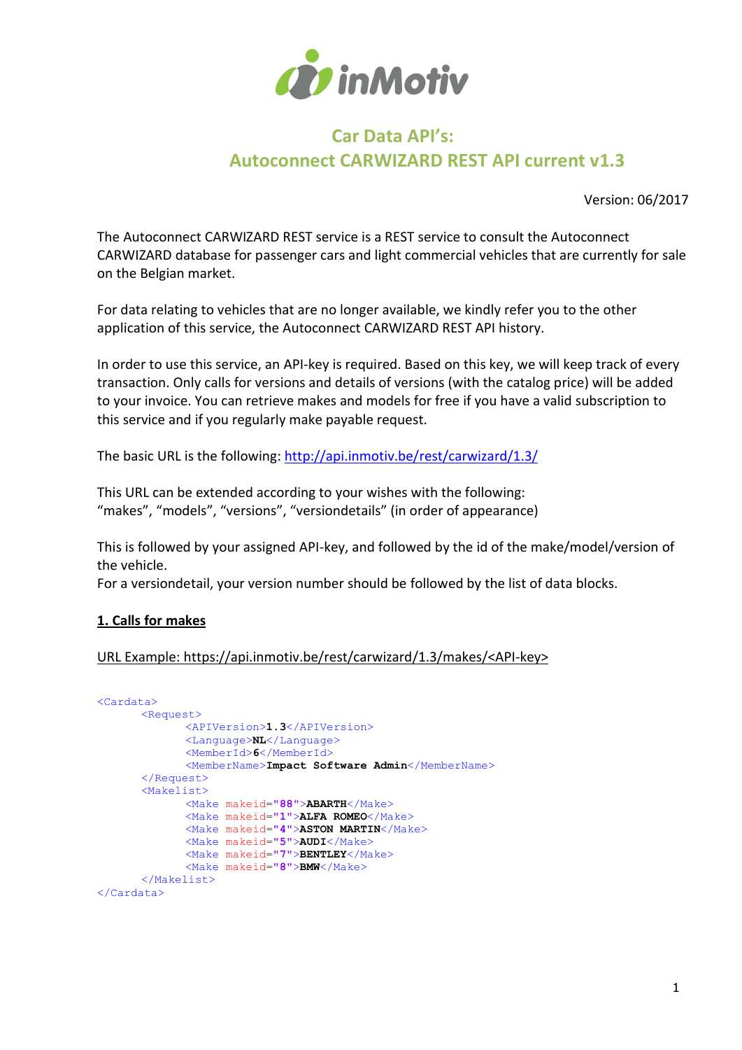# Car Data API's:
# Autoconnect CARWIZARD REST API current v1.3

Version: 06/2017

The Autoconnect CARWIZARD REST service is a REST service to consult the Autoconnect CARWIZARD database for passenger cars and light commercial vehicles that are currently for sale on the Belgian market.

For data relating to vehicles that are no longer available, we kindly refer you to the other application of this service, the Autoconnect CARWIZARD REST API history.

In order to use this service, an API-key is required. Based on this key, we will keep track of every transaction. Only calls for versions and details of versions (with the catalog price) will be added to your invoice. You can retrieve makes and models for free if you have a valid subscription to this service and if you regularly make payable request.

The basic URL is the following: http://api.inmotiv.be/rest/carwizard/1.3/

This URL can be extended according to your wishes with the following:
"makes", "models", "versions", "versiondetails" (in order of appearance)

This is followed by your assigned API-key, and followed by the id of the make/model/version of the vehicle.
For a versiondetail, your version number should be followed by the list of data blocks.

## 1. Calls for makes

URL Example: https://api.inmotiv.be/rest/carwizard/1.3/makes/<API-key>

```
<Cardata>
	<Request>
		<APIVersion>1.3</APIVersion>
		<Language>NL</Language>
		<MemberId>6</MemberId>
		<MemberName>Impact Software Admin</MemberName>
	</Request>
	<Makelist>
		<Make makeid="88">ABARTH</Make>
		<Make makeid="1">ALFA ROMEO</Make>
		<Make makeid="4">ASTON MARTIN</Make>
		<Make makeid="5">AUDI</Make>
		<Make makeid="7">BENTLEY</Make>
		<Make makeid="8">BMW</Make>
	</Makelist>
</Cardata>
```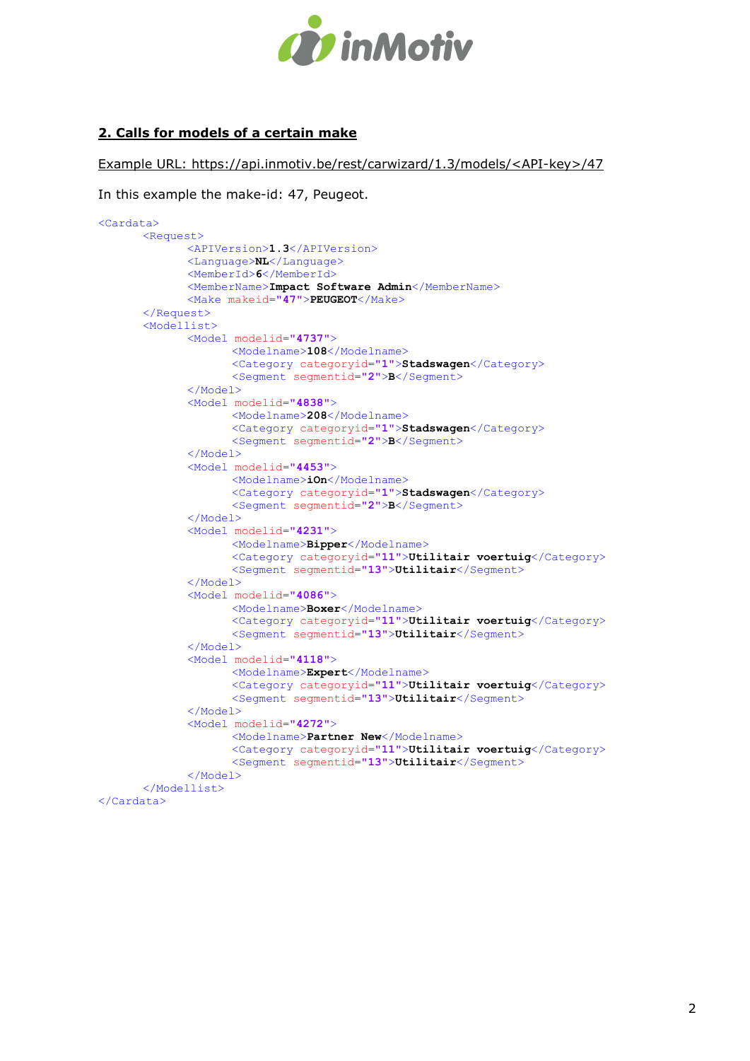## 2. Calls for models of a certain make

Example URL: https://api.inmotiv.be/rest/carwizard/1.3/models/<API-key>/47

In this example the make-id: 47, Peugeot.

```
<Cardata>
	<Request>
		<APIVersion>1.3</APIVersion>
		<Language>NL</Language>
		<MemberId>6</MemberId>
		<MemberName>Impact Software Admin</MemberName>
		<Make makeid="47">PEUGEOT</Make>
	</Request>
	<Modellist>
		<Model modelid="4737">
			<Modelname>108</Modelname>
			<Category categoryid="1">Stadswagen</Category>
			<Segment segmentid="2">B</Segment>
		</Model>
		<Model modelid="4838">
			<Modelname>208</Modelname>
			<Category categoryid="1">Stadswagen</Category>
			<Segment segmentid="2">B</Segment>
		</Model>
		<Model modelid="4453">
			<Modelname>iOn</Modelname>
			<Category categoryid="1">Stadswagen</Category>
			<Segment segmentid="2">B</Segment>
		</Model>
		<Model modelid="4231">
			<Modelname>Bipper</Modelname>
			<Category categoryid="11">Utilitair voertuig</Category>
			<Segment segmentid="13">Utilitair</Segment>
		</Model>
		<Model modelid="4086">
			<Modelname>Boxer</Modelname>
			<Category categoryid="11">Utilitair voertuig</Category>
			<Segment segmentid="13">Utilitair</Segment>
		</Model>
		<Model modelid="4118">
			<Modelname>Expert</Modelname>
			<Category categoryid="11">Utilitair voertuig</Category>
			<Segment segmentid="13">Utilitair</Segment>
		</Model>
		<Model modelid="4272">
			<Modelname>Partner New</Modelname>
			<Category categoryid="11">Utilitair voertuig</Category>
			<Segment segmentid="13">Utilitair</Segment>
		</Model>
	</Modellist>
</Cardata>
```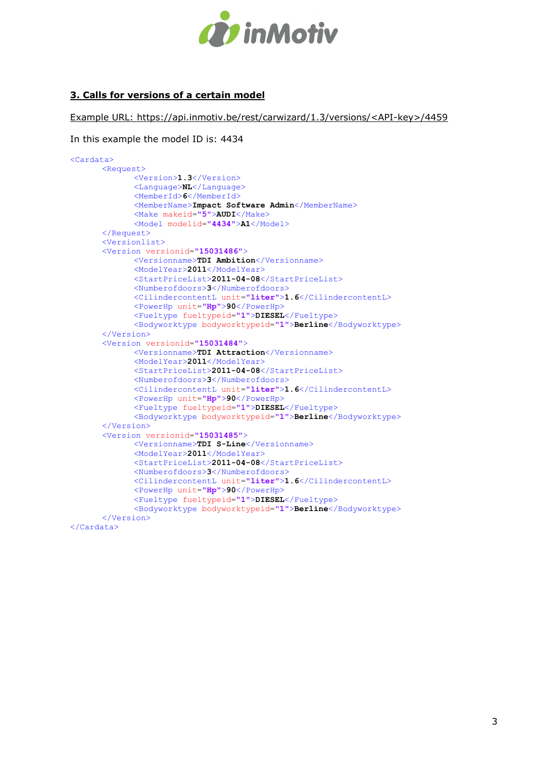## 3. Calls for versions of a certain model

Example URL: https://api.inmotiv.be/rest/carwizard/1.3/versions/<API-key>/4459

In this example the model ID is: 4434

```
<Cardata>
	<Request>
		<Version>1.3</Version>
		<Language>NL</Language>
		<MemberId>6</MemberId>
		<MemberName>Impact Software Admin</MemberName>
		<Make makeid="5">AUDI</Make>
		<Model modelid="4434">A1</Model>
	</Request>
	<Versionlist>
	<Version versionid="15031486">
		<Versionname>TDI Ambition</Versionname>
		<ModelYear>2011</ModelYear>
		<StartPriceList>2011-04-08</StartPriceList>
		<Numberofdoors>3</Numberofdoors>
		<CilindercontentL unit="liter">1.6</CilindercontentL>
		<PowerHp unit="Hp">90</PowerHp>
		<Fueltype fueltypeid="1">DIESEL</Fueltype>
		<Bodyworktype bodyworktypeid="1">Berline</Bodyworktype>
	</Version>
	<Version versionid="15031484">
		<Versionname>TDI Attraction</Versionname>
		<ModelYear>2011</ModelYear>
		<StartPriceList>2011-04-08</StartPriceList>
		<Numberofdoors>3</Numberofdoors>
		<CilindercontentL unit="liter">1.6</CilindercontentL>
		<PowerHp unit="Hp">90</PowerHp>
		<Fueltype fueltypeid="1">DIESEL</Fueltype>
		<Bodyworktype bodyworktypeid="1">Berline</Bodyworktype>
	</Version>
	<Version versionid="15031485">
		<Versionname>TDI S-Line</Versionname>
		<ModelYear>2011</ModelYear>
		<StartPriceList>2011-04-08</StartPriceList>
		<Numberofdoors>3</Numberofdoors>
		<CilindercontentL unit="liter">1.6</CilindercontentL>
		<PowerHp unit="Hp">90</PowerHp>
		<Fueltype fueltypeid="1">DIESEL</Fueltype>
		<Bodyworktype bodyworktypeid="1">Berline</Bodyworktype>
	</Version>
</Cardata>
```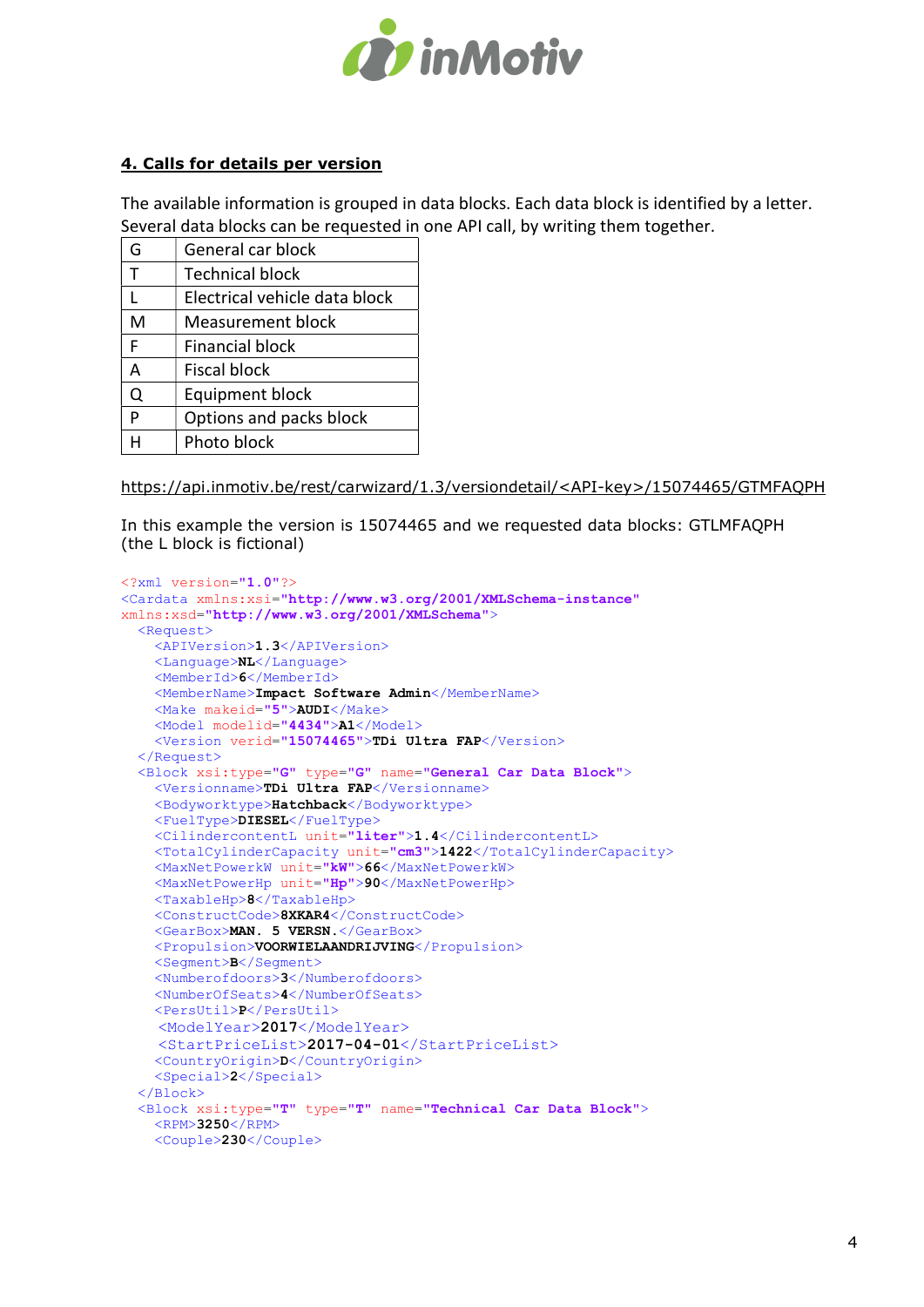## 4. Calls for details per version

The available information is grouped in data blocks. Each data block is identified by a letter. Several data blocks can be requested in one API call, by writing them together.

| | |
|---|---|
| G | General car block |
| T | Technical block |
| L | Electrical vehicle data block |
| M | Measurement block |
| F | Financial block |
| A | Fiscal block |
| Q | Equipment block |
| P | Options and packs block |
| H | Photo block |

https://api.inmotiv.be/rest/carwizard/1.3/versiondetail/<API-key>/15074465/GTMFAQPH

In this example the version is 15074465 and we requested data blocks: GTLMFAQPH (the L block is fictional)

```xml
<?xml version="1.0"?>
<Cardata xmlns:xsi="http://www.w3.org/2001/XMLSchema-instance"
xmlns:xsd="http://www.w3.org/2001/XMLSchema">
  <Request>
    <APIVersion>1.3</APIVersion>
    <Language>NL</Language>
    <MemberId>6</MemberId>
    <MemberName>Impact Software Admin</MemberName>
    <Make makeid="5">AUDI</Make>
    <Model modelid="4434">A1</Model>
    <Version verid="15074465">TDi Ultra FAP</Version>
  </Request>
  <Block xsi:type="G" type="G" name="General Car Data Block">
    <Versionname>TDi Ultra FAP</Versionname>
    <Bodyworktype>Hatchback</Bodyworktype>
    <FuelType>DIESEL</FuelType>
    <CilindercontentL unit="liter">1.4</CilindercontentL>
    <TotalCylinderCapacity unit="cm3">1422</TotalCylinderCapacity>
    <MaxNetPowerkW unit="kW">66</MaxNetPowerkW>
    <MaxNetPowerHp unit="Hp">90</MaxNetPowerHp>
    <TaxableHp>8</TaxableHp>
    <ConstructCode>8XKAR4</ConstructCode>
    <GearBox>MAN. 5 VERSN.</GearBox>
    <Propulsion>VOORWIELAANDRIJVING</Propulsion>
    <Segment>B</Segment>
    <Numberofdoors>3</Numberofdoors>
    <NumberOfSeats>4</NumberOfSeats>
    <PersUtil>P</PersUtil>
     <ModelYear>2017</ModelYear>
     <StartPriceList>2017-04-01</StartPriceList>
    <CountryOrigin>D</CountryOrigin>
    <Special>2</Special>
  </Block>
  <Block xsi:type="T" type="T" name="Technical Car Data Block">
    <RPM>3250</RPM>
    <Couple>230</Couple>
```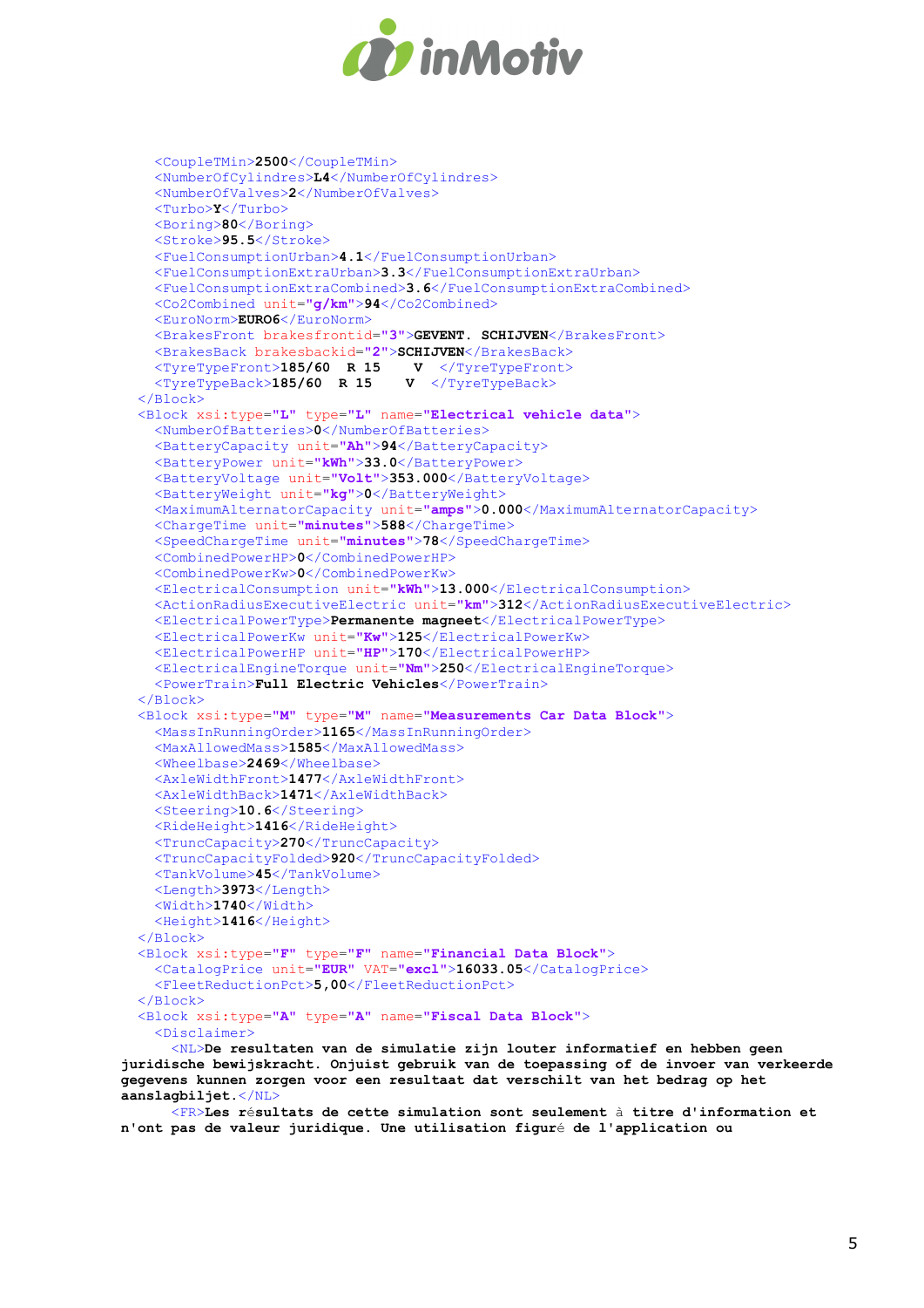```xml
    <CoupleTMin>2500</CoupleTMin>
    <NumberOfCylindres>L4</NumberOfCylindres>
    <NumberOfValves>2</NumberOfValves>
    <Turbo>Y</Turbo>
    <Boring>80</Boring>
    <Stroke>95.5</Stroke>
    <FuelConsumptionUrban>4.1</FuelConsumptionUrban>
    <FuelConsumptionExtraUrban>3.3</FuelConsumptionExtraUrban>
    <FuelConsumptionExtraCombined>3.6</FuelConsumptionExtraCombined>
    <Co2Combined unit="g/km">94</Co2Combined>
    <EuroNorm>EURO6</EuroNorm>
    <BrakesFront brakesfrontid="3">GEVENT. SCHIJVEN</BrakesFront>
    <BrakesBack brakesbackid="2">SCHIJVEN</BrakesBack>
    <TyreTypeFront>185/60  R 15     V  </TyreTypeFront>
    <TyreTypeBack>185/60  R 15     V  </TyreTypeBack>
  </Block>
  <Block xsi:type="L" type="L" name="Electrical vehicle data">
    <NumberOfBatteries>0</NumberOfBatteries>
    <BatteryCapacity unit="Ah">94</BatteryCapacity>
    <BatteryPower unit="kWh">33.0</BatteryPower>
    <BatteryVoltage unit="Volt">353.000</BatteryVoltage>
    <BatteryWeight unit="kg">0</BatteryWeight>
    <MaximumAlternatorCapacity unit="amps">0.000</MaximumAlternatorCapacity>
    <ChargeTime unit="minutes">588</ChargeTime>
    <SpeedChargeTime unit="minutes">78</SpeedChargeTime>
    <CombinedPowerHP>0</CombinedPowerHP>
    <CombinedPowerKw>0</CombinedPowerKw>
    <ElectricalConsumption unit="kWh">13.000</ElectricalConsumption>
    <ActionRadiusExecutiveElectric unit="km">312</ActionRadiusExecutiveElectric>
    <ElectricalPowerType>Permanente magneet</ElectricalPowerType>
    <ElectricalPowerKw unit="Kw">125</ElectricalPowerKw>
    <ElectricalPowerHP unit="HP">170</ElectricalPowerHP>
    <ElectricalEngineTorque unit="Nm">250</ElectricalEngineTorque>
    <PowerTrain>Full Electric Vehicles</PowerTrain>
  </Block>
  <Block xsi:type="M" type="M" name="Measurements Car Data Block">
    <MassInRunningOrder>1165</MassInRunningOrder>
    <MaxAllowedMass>1585</MaxAllowedMass>
    <Wheelbase>2469</Wheelbase>
    <AxleWidthFront>1477</AxleWidthFront>
    <AxleWidthBack>1471</AxleWidthBack>
    <Steering>10.6</Steering>
    <RideHeight>1416</RideHeight>
    <TruncCapacity>270</TruncCapacity>
    <TruncCapacityFolded>920</TruncCapacityFolded>
    <TankVolume>45</TankVolume>
    <Length>3973</Length>
    <Width>1740</Width>
    <Height>1416</Height>
  </Block>
  <Block xsi:type="F" type="F" name="Financial Data Block">
    <CatalogPrice unit="EUR" VAT="excl">16033.05</CatalogPrice>
    <FleetReductionPct>5,00</FleetReductionPct>
  </Block>
  <Block xsi:type="A" type="A" name="Fiscal Data Block">
    <Disclaimer>
      <NL>De resultaten van de simulatie zijn louter informatief en hebben geen
juridische bewijskracht. Onjuist gebruik van de toepassing of de invoer van verkeerde
gegevens kunnen zorgen voor een resultaat dat verschilt van het bedrag op het
aanslagbiljet.</NL>
      <FR>Les résultats de cette simulation sont seulement à titre d'information et
n'ont pas de valeur juridique. Une utilisation figuré de l'application ou
```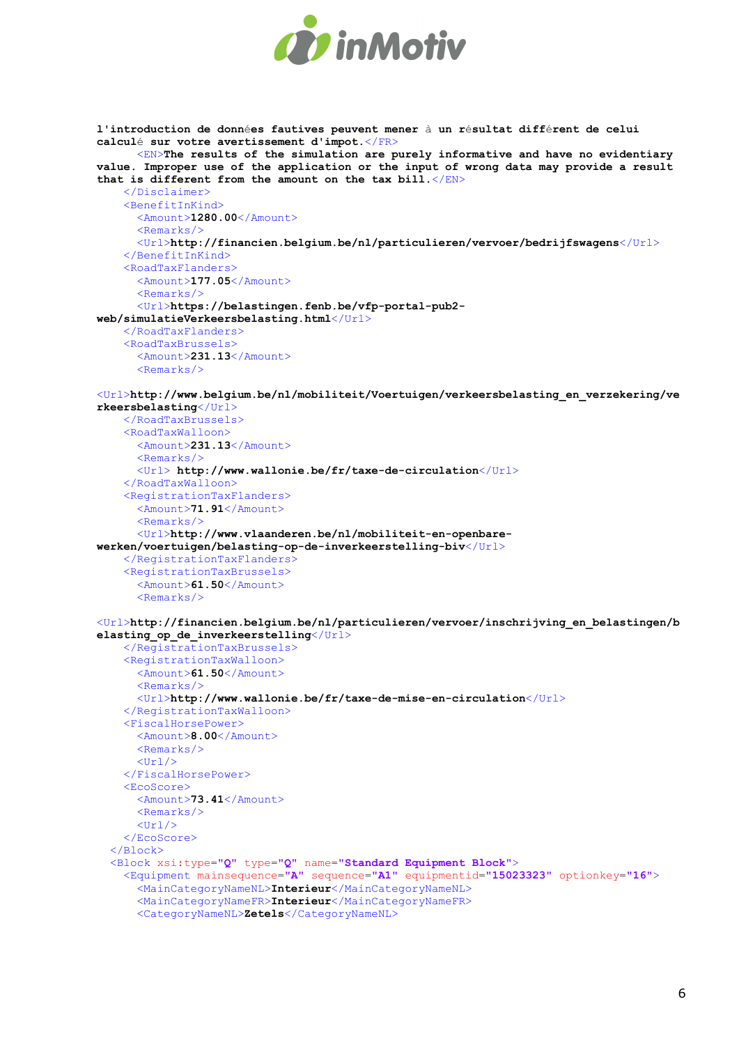```xml
l'introduction de données fautives peuvent mener à un résultat différent de celui
calculé sur votre avertissement d'impot.</FR>
      <EN>The results of the simulation are purely informative and have no evidentiary
value. Improper use of the application or the input of wrong data may provide a result
that is different from the amount on the tax bill.</EN>
    </Disclaimer>
    <BenefitInKind>
      <Amount>1280.00</Amount>
      <Remarks/>
      <Url>http://financien.belgium.be/nl/particulieren/vervoer/bedrijfswagens</Url>
    </BenefitInKind>
    <RoadTaxFlanders>
      <Amount>177.05</Amount>
      <Remarks/>
      <Url>https://belastingen.fenb.be/vfp-portal-pub2-
web/simulatieVerkeersbelasting.html</Url>
    </RoadTaxFlanders>
    <RoadTaxBrussels>
      <Amount>231.13</Amount>
      <Remarks/>

<Url>http://www.belgium.be/nl/mobiliteit/Voertuigen/verkeersbelasting_en_verzekering/ve
rkeersbelasting</Url>
    </RoadTaxBrussels>
    <RoadTaxWalloon>
      <Amount>231.13</Amount>
      <Remarks/>
      <Url> http://www.wallonie.be/fr/taxe-de-circulation</Url>
    </RoadTaxWalloon>
    <RegistrationTaxFlanders>
      <Amount>71.91</Amount>
      <Remarks/>
      <Url>http://www.vlaanderen.be/nl/mobiliteit-en-openbare-
werken/voertuigen/belasting-op-de-inverkeerstelling-biv</Url>
    </RegistrationTaxFlanders>
    <RegistrationTaxBrussels>
      <Amount>61.50</Amount>
      <Remarks/>

<Url>http://financien.belgium.be/nl/particulieren/vervoer/inschrijving_en_belastingen/b
elasting_op_de_inverkeerstelling</Url>
    </RegistrationTaxBrussels>
    <RegistrationTaxWalloon>
      <Amount>61.50</Amount>
      <Remarks/>
      <Url>http://www.wallonie.be/fr/taxe-de-mise-en-circulation</Url>
    </RegistrationTaxWalloon>
    <FiscalHorsePower>
      <Amount>8.00</Amount>
      <Remarks/>
      <Url/>
    </FiscalHorsePower>
    <EcoScore>
      <Amount>73.41</Amount>
      <Remarks/>
      <Url/>
    </EcoScore>
  </Block>
  <Block xsi:type="Q" type="Q" name="Standard Equipment Block">
    <Equipment mainsequence="A" sequence="A1" equipmentid="15023323" optionkey="16">
      <MainCategoryNameNL>Interieur</MainCategoryNameNL>
      <MainCategoryNameFR>Interieur</MainCategoryNameFR>
      <CategoryNameNL>Zetels</CategoryNameNL>
```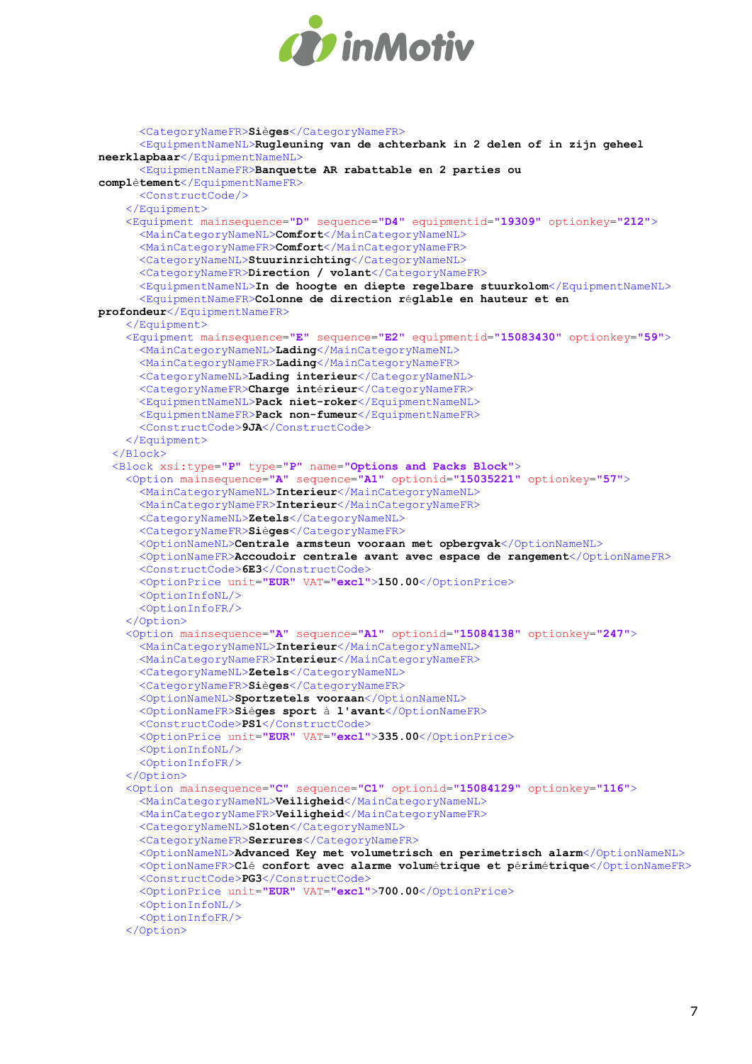```xml
      <CategoryNameFR>Sièges</CategoryNameFR>
      <EquipmentNameNL>Rugleuning van de achterbank in 2 delen of in zijn geheel
neerklapbaar</EquipmentNameNL>
      <EquipmentNameFR>Banquette AR rabattable en 2 parties ou
complètement</EquipmentNameFR>
      <ConstructCode/>
    </Equipment>
    <Equipment mainsequence="D" sequence="D4" equipmentid="19309" optionkey="212">
      <MainCategoryNameNL>Comfort</MainCategoryNameNL>
      <MainCategoryNameFR>Comfort</MainCategoryNameFR>
      <CategoryNameNL>Stuurinrichting</CategoryNameNL>
      <CategoryNameFR>Direction / volant</CategoryNameFR>
      <EquipmentNameNL>In de hoogte en diepte regelbare stuurkolom</EquipmentNameNL>
      <EquipmentNameFR>Colonne de direction réglable en hauteur et en
profondeur</EquipmentNameFR>
    </Equipment>
    <Equipment mainsequence="E" sequence="E2" equipmentid="15083430" optionkey="59">
      <MainCategoryNameNL>Lading</MainCategoryNameNL>
      <MainCategoryNameFR>Lading</MainCategoryNameFR>
      <CategoryNameNL>Lading interieur</CategoryNameNL>
      <CategoryNameFR>Charge intérieur</CategoryNameFR>
      <EquipmentNameNL>Pack niet-roker</EquipmentNameNL>
      <EquipmentNameFR>Pack non-fumeur</EquipmentNameFR>
      <ConstructCode>9JA</ConstructCode>
    </Equipment>
  </Block>
  <Block xsi:type="P" type="P" name="Options and Packs Block">
    <Option mainsequence="A" sequence="A1" optionid="15035221" optionkey="57">
      <MainCategoryNameNL>Interieur</MainCategoryNameNL>
      <MainCategoryNameFR>Interieur</MainCategoryNameFR>
      <CategoryNameNL>Zetels</CategoryNameNL>
      <CategoryNameFR>Sièges</CategoryNameFR>
      <OptionNameNL>Centrale armsteun vooraan met opbergvak</OptionNameNL>
      <OptionNameFR>Accoudoir centrale avant avec espace de rangement</OptionNameFR>
      <ConstructCode>6E3</ConstructCode>
      <OptionPrice unit="EUR" VAT="excl">150.00</OptionPrice>
      <OptionInfoNL/>
      <OptionInfoFR/>
    </Option>
    <Option mainsequence="A" sequence="A1" optionid="15084138" optionkey="247">
      <MainCategoryNameNL>Interieur</MainCategoryNameNL>
      <MainCategoryNameFR>Interieur</MainCategoryNameFR>
      <CategoryNameNL>Zetels</CategoryNameNL>
      <CategoryNameFR>Sièges</CategoryNameFR>
      <OptionNameNL>Sportzetels vooraan</OptionNameNL>
      <OptionNameFR>Sièges sport à l'avant</OptionNameFR>
      <ConstructCode>PS1</ConstructCode>
      <OptionPrice unit="EUR" VAT="excl">335.00</OptionPrice>
      <OptionInfoNL/>
      <OptionInfoFR/>
    </Option>
    <Option mainsequence="C" sequence="C1" optionid="15084129" optionkey="116">
      <MainCategoryNameNL>Veiligheid</MainCategoryNameNL>
      <MainCategoryNameFR>Veiligheid</MainCategoryNameFR>
      <CategoryNameNL>Sloten</CategoryNameNL>
      <CategoryNameFR>Serrures</CategoryNameFR>
      <OptionNameNL>Advanced Key met volumetrisch en perimetrisch alarm</OptionNameNL>
      <OptionNameFR>Clé confort avec alarme volumétrique et périmétrique</OptionNameFR>
      <ConstructCode>PG3</ConstructCode>
      <OptionPrice unit="EUR" VAT="excl">700.00</OptionPrice>
      <OptionInfoNL/>
      <OptionInfoFR/>
    </Option>
```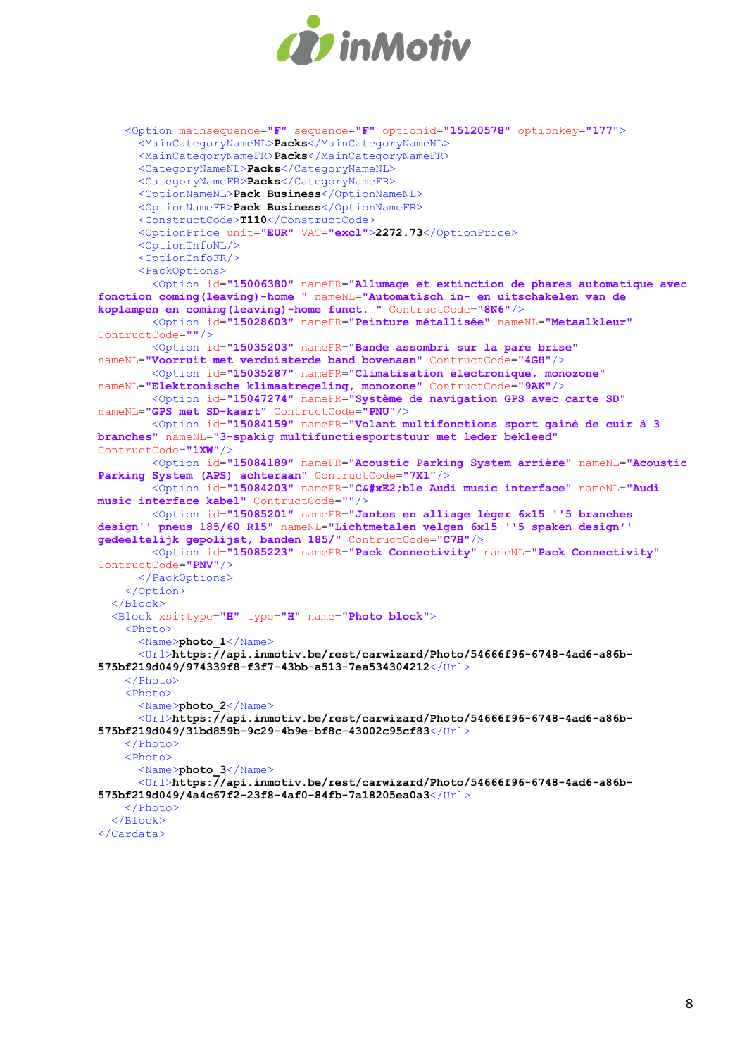```xml
    <Option mainsequence="F" sequence="F" optionid="15120578" optionkey="177">
      <MainCategoryNameNL>Packs</MainCategoryNameNL>
      <MainCategoryNameFR>Packs</MainCategoryNameFR>
      <CategoryNameNL>Packs</CategoryNameNL>
      <CategoryNameFR>Packs</CategoryNameFR>
      <OptionNameNL>Pack Business</OptionNameNL>
      <OptionNameFR>Pack Business</OptionNameFR>
      <ConstructCode>T110</ConstructCode>
      <OptionPrice unit="EUR" VAT="excl">2272.73</OptionPrice>
      <OptionInfoNL/>
      <OptionInfoFR/>
      <PackOptions>
        <Option id="15006380" nameFR="Allumage et extinction de phares automatique avec
fonction coming(leaving)-home " nameNL="Automatisch in- en uitschakelen van de
koplampen en coming(leaving)-home funct. " ContructCode="8N6"/>
        <Option id="15028603" nameFR="Peinture métallisée" nameNL="Metaalkleur"
ContructCode=""/>
        <Option id="15035203" nameFR="Bande assombri sur la pare brise"
nameNL="Voorruit met verduisterde band bovenaan" ContructCode="4GH"/>
        <Option id="15035287" nameFR="Climatisation électronique, monozone"
nameNL="Elektronische klimaatregeling, monozone" ContructCode="9AK"/>
        <Option id="15047274" nameFR="Système de navigation GPS avec carte SD"
nameNL="GPS met SD-kaart" ContructCode="PNU"/>
        <Option id="15084159" nameFR="Volant multifonctions sport gainé de cuir à 3
branches" nameNL="3-spakig multifunctiesportstuur met leder bekleed"
ContructCode="1XW"/>
        <Option id="15084189" nameFR="Acoustic Parking System arrière" nameNL="Acoustic
Parking System (APS) achteraan" ContructCode="7X1"/>
        <Option id="15084203" nameFR="C&#xE2;ble Audi music interface" nameNL="Audi
music interface kabel" ContructCode=""/>
        <Option id="15085201" nameFR="Jantes en alliage léger 6x15 ''5 branches
design'' pneus 185/60 R15" nameNL="Lichtmetalen velgen 6x15 ''5 spaken design''
gedeeltelijk gepolijst, banden 185/" ContructCode="C7H"/>
        <Option id="15085223" nameFR="Pack Connectivity" nameNL="Pack Connectivity"
ContructCode="PNV"/>
      </PackOptions>
    </Option>
  </Block>
  <Block xsi:type="H" type="H" name="Photo block">
    <Photo>
      <Name>photo_1</Name>
      <Url>https://api.inmotiv.be/rest/carwizard/Photo/54666f96-6748-4ad6-a86b-
575bf219d049/974339f8-f3f7-43bb-a513-7ea534304212</Url>
    </Photo>
    <Photo>
      <Name>photo_2</Name>
      <Url>https://api.inmotiv.be/rest/carwizard/Photo/54666f96-6748-4ad6-a86b-
575bf219d049/31bd859b-9c29-4b9e-bf8c-43002c95cf83</Url>
    </Photo>
    <Photo>
      <Name>photo_3</Name>
      <Url>https://api.inmotiv.be/rest/carwizard/Photo/54666f96-6748-4ad6-a86b-
575bf219d049/4a4c67f2-23f8-4af0-84fb-7a18205ea0a3</Url>
    </Photo>
  </Block>
</Cardata>
```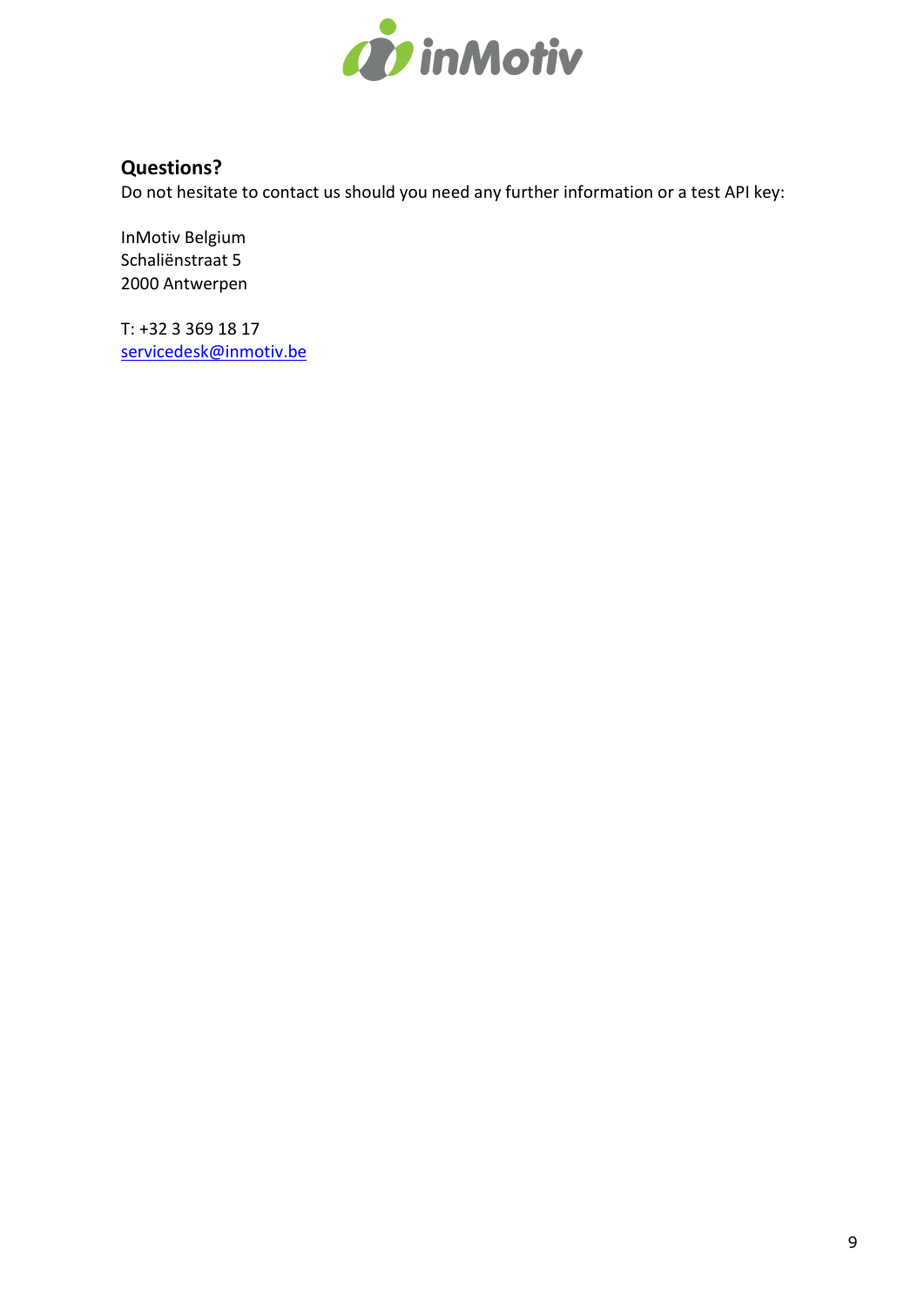## Questions?

Do not hesitate to contact us should you need any further information or a test API key:

InMotiv Belgium
Schaliënstraat 5
2000 Antwerpen

T: +32 3 369 18 17
servicedesk@inmotiv.be